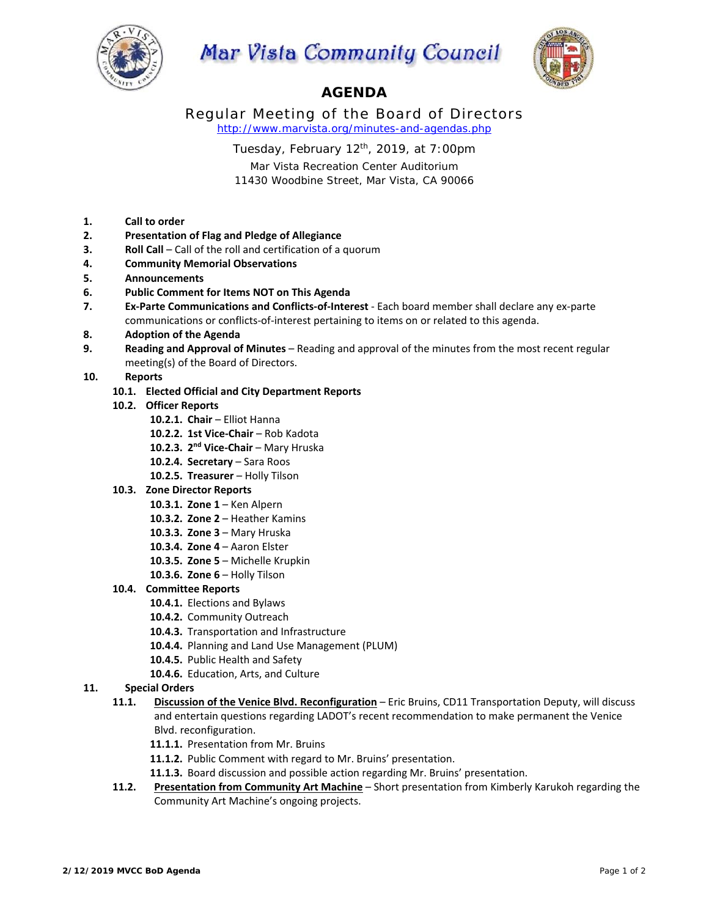# Mar Vista Community Council

## AGENDA

### Regular Meeting of the Board of Directors

http://www.marvista.org/minutes-and-agendas.php

Tuesday, February 12th, 2019, at 7:00pm

Mar Vista Recreation Center Auditorium
11430 Woodbine Street, Mar Vista, CA 90066

1. **Call to order**
2. **Presentation of Flag and Pledge of Allegiance**
3. **Roll Call** – Call of the roll and certification of a quorum
4. **Community Memorial Observations**
5. **Announcements**
6. **Public Comment for Items NOT on This Agenda**
7. **Ex-Parte Communications and Conflicts-of-Interest** - Each board member shall declare any ex-parte communications or conflicts-of-interest pertaining to items on or related to this agenda.
8. **Adoption of the Agenda**
9. **Reading and Approval of Minutes** – Reading and approval of the minutes from the most recent regular meeting(s) of the Board of Directors.
10. **Reports**
    - **10.1. Elected Official and City Department Reports**
    - **10.2. Officer Reports**
        - **10.2.1. Chair** – Elliot Hanna
        - **10.2.2. 1st Vice-Chair** – Rob Kadota
        - **10.2.3. 2nd Vice-Chair** – Mary Hruska
        - **10.2.4. Secretary** – Sara Roos
        - **10.2.5. Treasurer** – Holly Tilson
    - **10.3. Zone Director Reports**
        - **10.3.1. Zone 1** – Ken Alpern
        - **10.3.2. Zone 2** – Heather Kamins
        - **10.3.3. Zone 3** – Mary Hruska
        - **10.3.4. Zone 4** – Aaron Elster
        - **10.3.5. Zone 5** – Michelle Krupkin
        - **10.3.6. Zone 6** – Holly Tilson
    - **10.4. Committee Reports**
        - **10.4.1.** Elections and Bylaws
        - **10.4.2.** Community Outreach
        - **10.4.3.** Transportation and Infrastructure
        - **10.4.4.** Planning and Land Use Management (PLUM)
        - **10.4.5.** Public Health and Safety
        - **10.4.6.** Education, Arts, and Culture
11. **Special Orders**
    - **11.1. Discussion of the Venice Blvd. Reconfiguration** – Eric Bruins, CD11 Transportation Deputy, will discuss and entertain questions regarding LADOT's recent recommendation to make permanent the Venice Blvd. reconfiguration.
        - **11.1.1.** Presentation from Mr. Bruins
        - **11.1.2.** Public Comment with regard to Mr. Bruins' presentation.
        - **11.1.3.** Board discussion and possible action regarding Mr. Bruins' presentation.
    - **11.2. Presentation from Community Art Machine** – Short presentation from Kimberly Karukoh regarding the Community Art Machine's ongoing projects.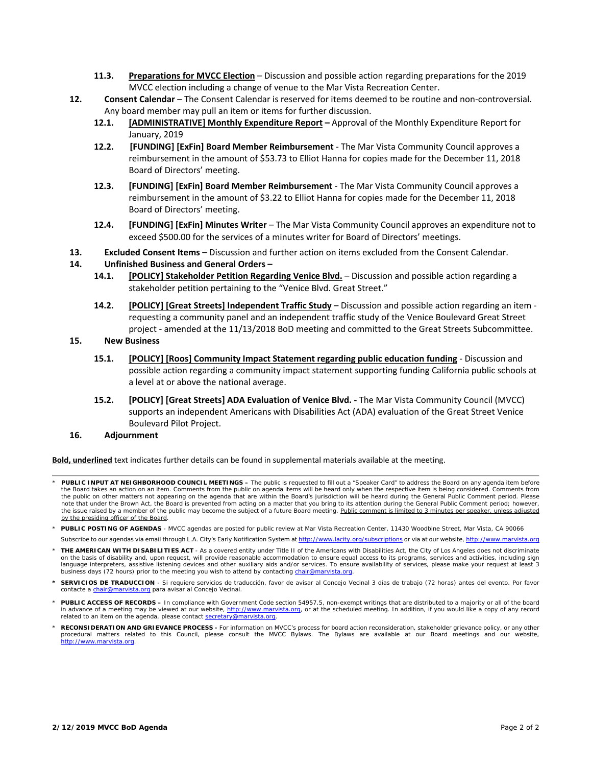- **11.3. <u>Preparations for MVCC Election</u>** – Discussion and possible action regarding preparations for the 2019 MVCC election including a change of venue to the Mar Vista Recreation Center.

**12. Consent Calendar** – The Consent Calendar is reserved for items deemed to be routine and non-controversial. Any board member may pull an item or items for further discussion.

- **12.1. <u>[ADMINISTRATIVE] Monthly Expenditure Report</u> –** Approval of the Monthly Expenditure Report for January, 2019
- **12.2. [FUNDING] [ExFin] Board Member Reimbursement** - The Mar Vista Community Council approves a reimbursement in the amount of $53.73 to Elliot Hanna for copies made for the December 11, 2018 Board of Directors' meeting.
- **12.3. [FUNDING] [ExFin] Board Member Reimbursement** - The Mar Vista Community Council approves a reimbursement in the amount of $3.22 to Elliot Hanna for copies made for the December 11, 2018 Board of Directors' meeting.
- **12.4. [FUNDING] [ExFin] Minutes Writer** – The Mar Vista Community Council approves an expenditure not to exceed $500.00 for the services of a minutes writer for Board of Directors' meetings.

**13. Excluded Consent Items** – Discussion and further action on items excluded from the Consent Calendar.

**14. Unfinished Business and General Orders –**

- **14.1. <u>[POLICY] Stakeholder Petition Regarding Venice Blvd.</u>** – Discussion and possible action regarding a stakeholder petition pertaining to the "Venice Blvd. Great Street."
- **14.2. <u>[POLICY] [Great Streets] Independent Traffic Study</u>** – Discussion and possible action regarding an item - requesting a community panel and an independent traffic study of the Venice Boulevard Great Street project - amended at the 11/13/2018 BoD meeting and committed to the Great Streets Subcommittee.

**15. New Business**

- **15.1. <u>[POLICY] [Roos] Community Impact Statement regarding public education funding</u>** - Discussion and possible action regarding a community impact statement supporting funding California public schools at a level at or above the national average.
- **15.2. [POLICY] [Great Streets] ADA Evaluation of Venice Blvd. -** The Mar Vista Community Council (MVCC) supports an independent Americans with Disabilities Act (ADA) evaluation of the Great Street Venice Boulevard Pilot Project.

**16. Adjournment**

**<u>Bold, underlined</u>** text indicates further details can be found in supplemental materials available at the meeting.

---

- **PUBLIC INPUT AT NEIGHBORHOOD COUNCIL MEETINGS –** The public is requested to fill out a "Speaker Card" to address the Board on any agenda item before the Board takes an action on an item. Comments from the public on agenda items will be heard only when the respective item is being considered. Comments from the public on other matters not appearing on the agenda that are within the Board's jurisdiction will be heard during the General Public Comment period. Please note that under the Brown Act, the Board is prevented from acting on a matter that you bring to its attention during the General Public Comment period; however, the issue raised by a member of the public may become the subject of a future Board meeting. <u>Public comment is limited to 3 minutes per speaker, unless adjusted by the presiding officer of the Board</u>.
- **PUBLIC POSTING OF AGENDAS** - MVCC agendas are posted for public review at Mar Vista Recreation Center, 11430 Woodbine Street, Mar Vista, CA 90066

  Subscribe to our agendas via email through L.A. City's Early Notification System at http://www.lacity.org/subscriptions or via at our website, http://www.marvista.org
- **THE AMERICAN WITH DISABILITIES ACT** - As a covered entity under Title II of the Americans with Disabilities Act, the City of Los Angeles does not discriminate on the basis of disability and, upon request, will provide reasonable accommodation to ensure equal access to its programs, services and activities, including sign language interpreters, assistive listening devices and other auxiliary aids and/or services. To ensure availability of services, please make your request at least 3 business days (72 hours) prior to the meeting you wish to attend by contacting chair@marvista.org.
- **SERVICIOS DE TRADUCCION** - Si requiere servicios de traducción, favor de avisar al Concejo Vecinal 3 días de trabajo (72 horas) antes del evento. Por favor contacte a chair@marvista.org para avisar al Concejo Vecinal.
- **PUBLIC ACCESS OF RECORDS –** In compliance with Government Code section 54957.5, non-exempt writings that are distributed to a majority or all of the board in advance of a meeting may be viewed at our website, http://www.marvista.org, or at the scheduled meeting. In addition, if you would like a copy of any record related to an item on the agenda, please contact secretary@marvista.org.
- **RECONSIDERATION AND GRIEVANCE PROCESS -** For information on MVCC's process for board action reconsideration, stakeholder grievance policy, or any other procedural matters related to this Council, please consult the MVCC Bylaws. The Bylaws are available at our Board meetings and our website, http://www.marvista.org.